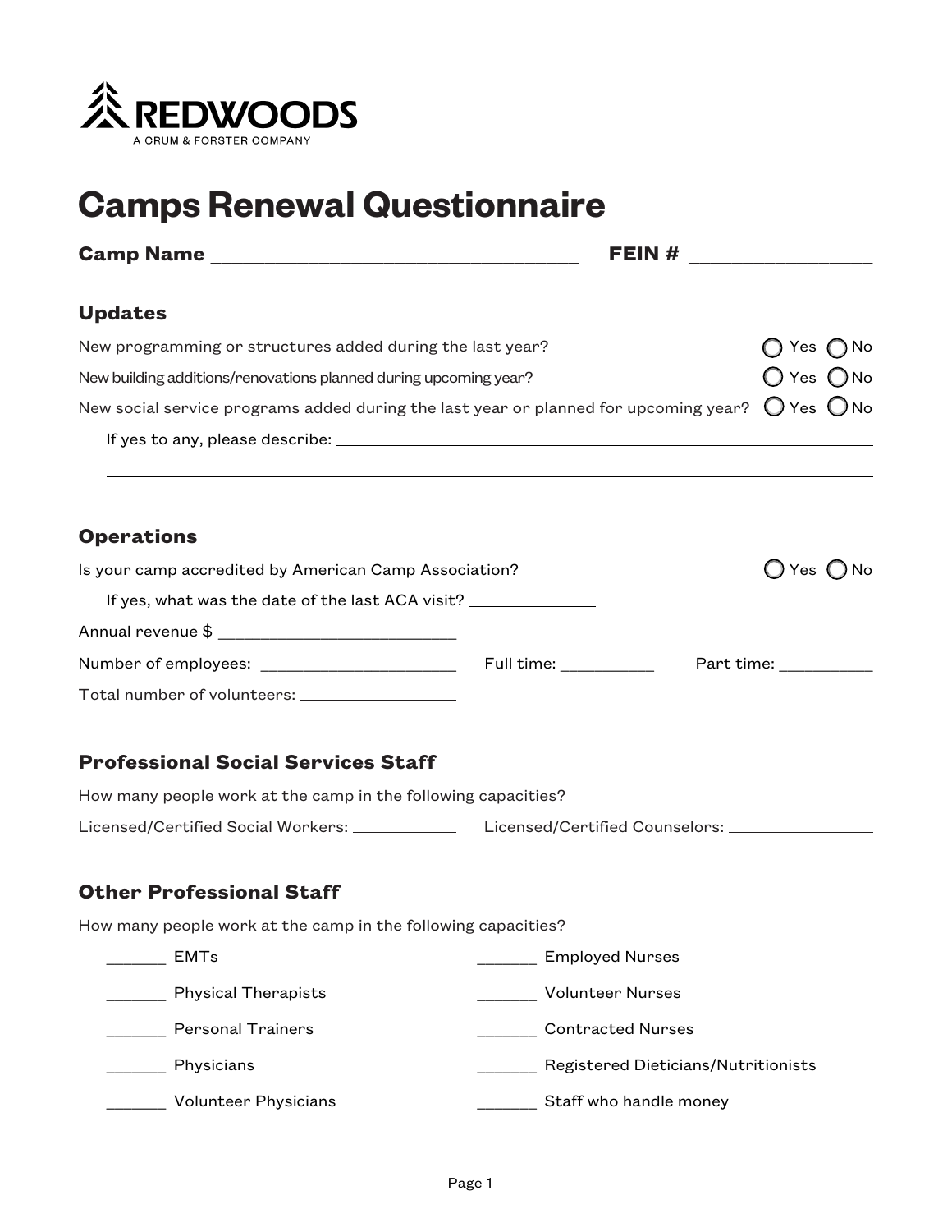REDWOODS
A CRUM & FORSTER COMPANY

# Camps Renewal Questionnaire

**Camp Name** ___________________________________ **FEIN #** _________________

## Updates

New programming or structures added during the last year? ◯ Yes ◯ No

New building additions/renovations planned during upcoming year? ◯ Yes ◯ No

New social service programs added during the last year or planned for upcoming year? ◯ Yes ◯ No

If yes to any, please describe: ____________________________________________________________

____________________________________________________________________________________

## Operations

Is your camp accredited by American Camp Association? ◯ Yes ◯ No

If yes, what was the date of the last ACA visit? ______________

Annual revenue $ ___________________________

Number of employees: ______________________ Full time: __________ Part time: __________

Total number of volunteers: __________________

## Professional Social Services Staff

How many people work at the camp in the following capacities?

Licensed/Certified Social Workers: ____________ Licensed/Certified Counselors: ________________

## Other Professional Staff

How many people work at the camp in the following capacities?

_______ EMTs

_______ Physical Therapists

_______ Personal Trainers

_______ Physicians

_______ Volunteer Physicians

_______ Employed Nurses

_______ Volunteer Nurses

_______ Contracted Nurses

_______ Registered Dieticians/Nutritionists

_______ Staff who handle money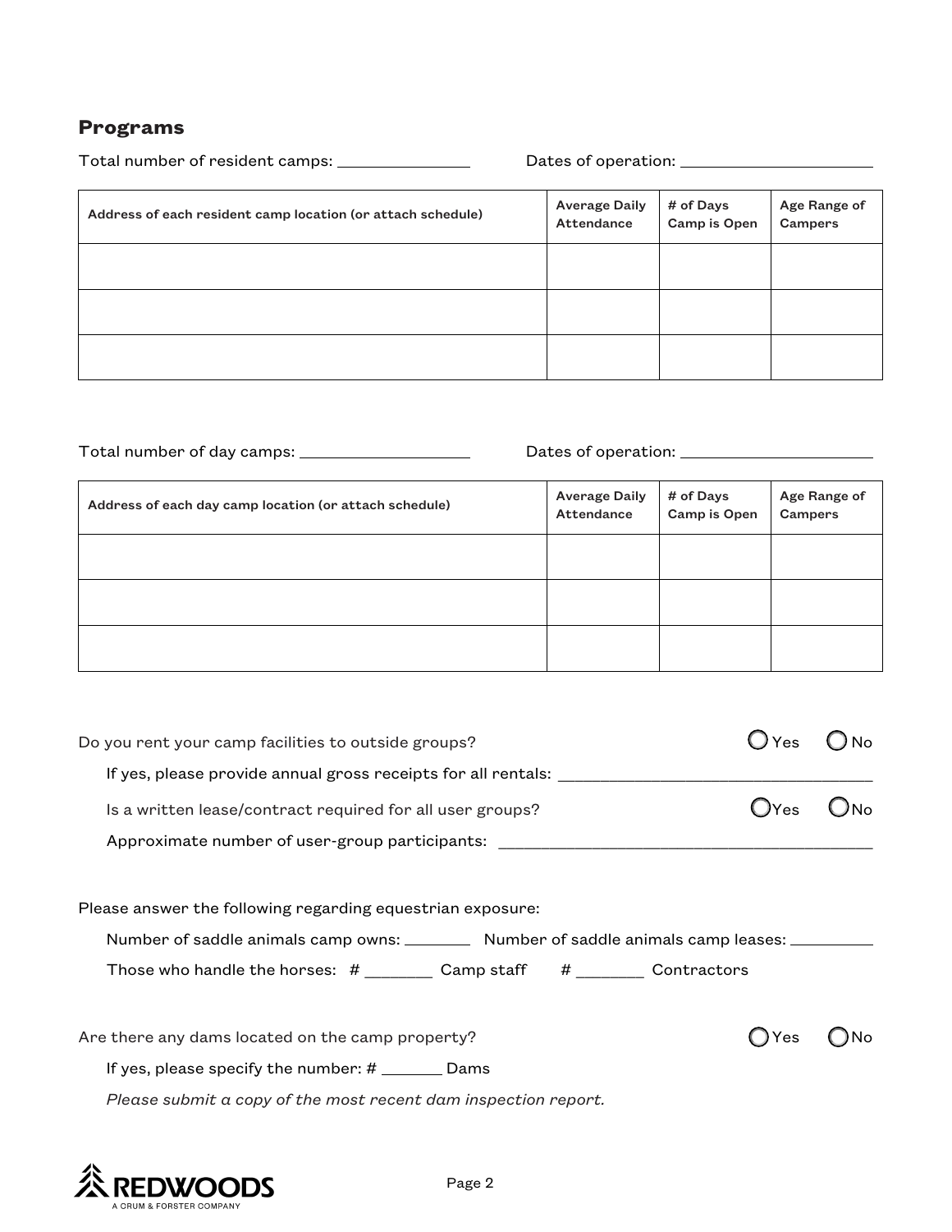## Programs

Total number of resident camps: ______________ Dates of operation: ______________

| Address of each resident camp location (or attach schedule) | Average Daily Attendance | # of Days Camp is Open | Age Range of Campers |
|---|---|---|---|
| | | | |
| | | | |
| | | | |

Total number of day camps: ______________ Dates of operation: ______________

| Address of each day camp location (or attach schedule) | Average Daily Attendance | # of Days Camp is Open | Age Range of Campers |
|---|---|---|---|
| | | | |
| | | | |
| | | | |

Do you rent your camp facilities to outside groups? ◯ Yes ◯ No

If yes, please provide annual gross receipts for all rentals: ______________

Is a written lease/contract required for all user groups? ◯ Yes ◯ No

Approximate number of user-group participants: ______________

Please answer the following regarding equestrian exposure:

Number of saddle animals camp owns: ________ Number of saddle animals camp leases: ________

Those who handle the horses: # ________ Camp staff # ________ Contractors

Are there any dams located on the camp property? ◯ Yes ◯ No

If yes, please specify the number: # ________ Dams

*Please submit a copy of the most recent dam inspection report.*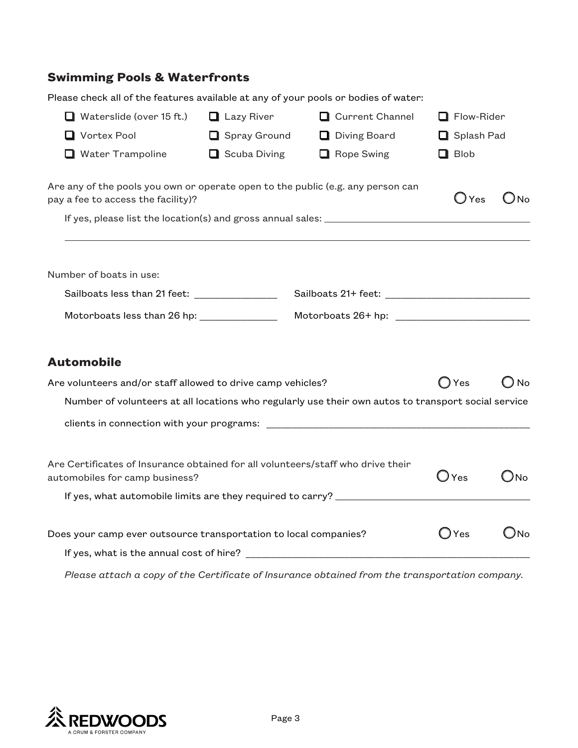## Swimming Pools & Waterfronts

Please check all of the features available at any of your pools or bodies of water:

- ☐ Waterslide (over 15 ft.)
- ☐ Lazy River
- ☐ Current Channel
- ☐ Flow-Rider
- ☐ Vortex Pool
- ☐ Spray Ground
- ☐ Diving Board
- ☐ Splash Pad
- ☐ Water Trampoline
- ☐ Scuba Diving
- ☐ Rope Swing
- ☐ Blob

Are any of the pools you own or operate open to the public (e.g. any person can pay a fee to access the facility)? ◯ Yes ◯ No

If yes, please list the location(s) and gross annual sales: ______________________________

______________________________________________________________________

Number of boats in use:

Sailboats less than 21 feet: ______________ Sailboats 21+ feet: ______________

Motorboats less than 26 hp: ______________ Motorboats 26+ hp: ______________

## Automobile

Are volunteers and/or staff allowed to drive camp vehicles? ◯ Yes ◯ No

Number of volunteers at all locations who regularly use their own autos to transport social service clients in connection with your programs: ______________________________

Are Certificates of Insurance obtained for all volunteers/staff who drive their automobiles for camp business? ◯ Yes ◯ No

If yes, what automobile limits are they required to carry? ______________________________

Does your camp ever outsource transportation to local companies? ◯ Yes ◯ No

If yes, what is the annual cost of hire? ______________________________

*Please attach a copy of the Certificate of Insurance obtained from the transportation company.*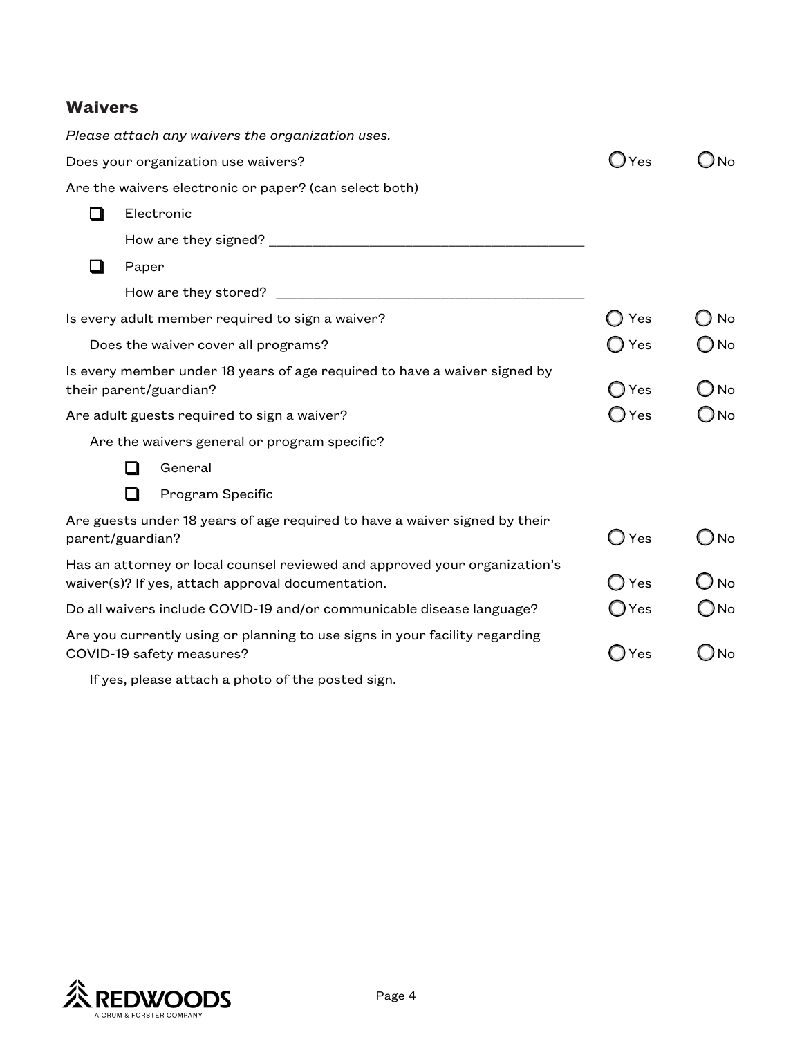## Waivers

*Please attach any waivers the organization uses.*

Does your organization use waivers? ○ Yes ○ No

Are the waivers electronic or paper? (can select both)

- ☐ Electronic

  How are they signed? ________________________________________

- ☐ Paper

  How are they stored? ________________________________________

Is every adult member required to sign a waiver? ○ Yes ○ No

Does the waiver cover all programs? ○ Yes ○ No

Is every member under 18 years of age required to have a waiver signed by their parent/guardian? ○ Yes ○ No

Are adult guests required to sign a waiver? ○ Yes ○ No

Are the waivers general or program specific?

- ☐ General
- ☐ Program Specific

Are guests under 18 years of age required to have a waiver signed by their parent/guardian? ○ Yes ○ No

Has an attorney or local counsel reviewed and approved your organization's waiver(s)? If yes, attach approval documentation. ○ Yes ○ No

Do all waivers include COVID-19 and/or communicable disease language? ○ Yes ○ No

Are you currently using or planning to use signs in your facility regarding COVID-19 safety measures? ○ Yes ○ No

If yes, please attach a photo of the posted sign.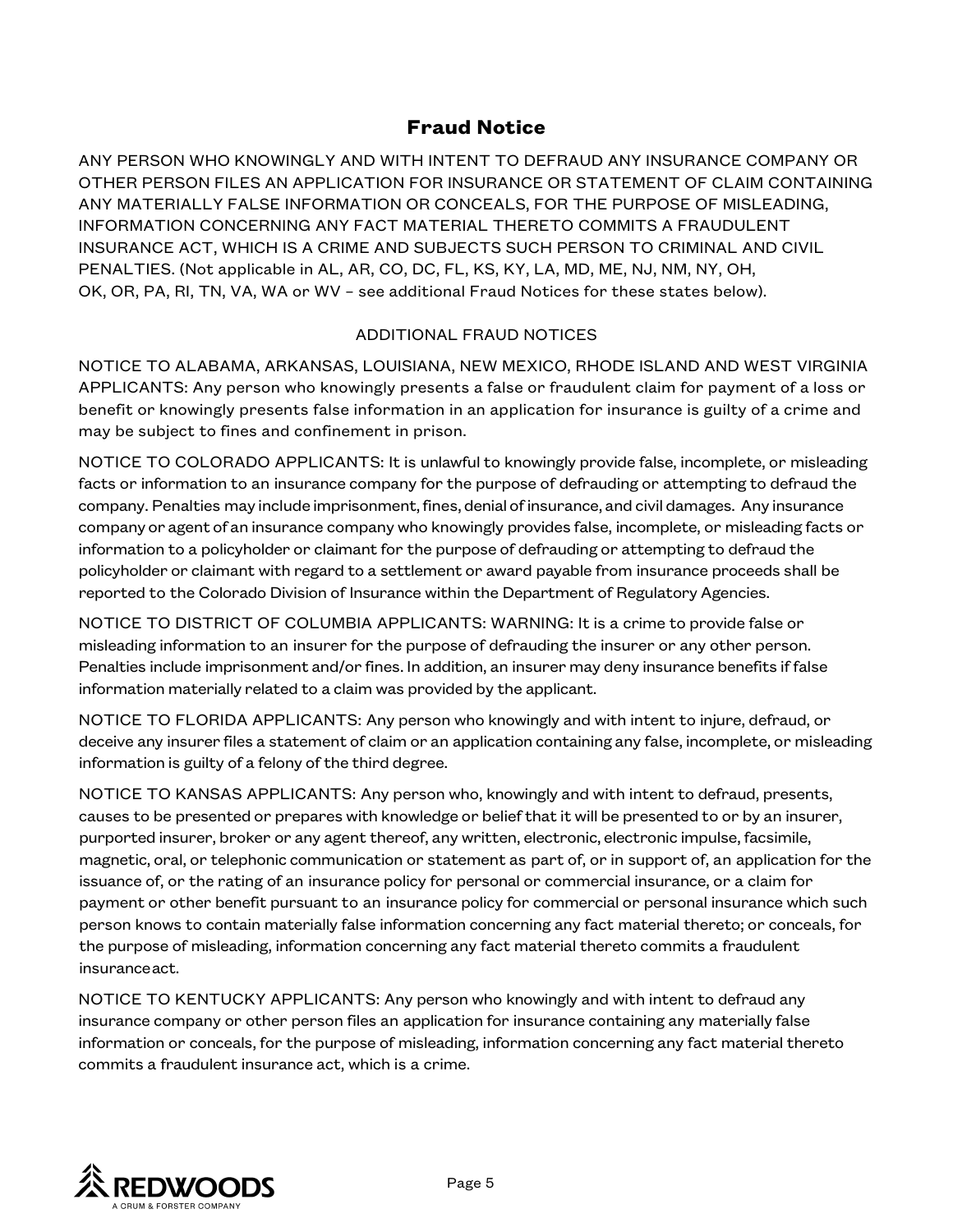## Fraud Notice

ANY PERSON WHO KNOWINGLY AND WITH INTENT TO DEFRAUD ANY INSURANCE COMPANY OR OTHER PERSON FILES AN APPLICATION FOR INSURANCE OR STATEMENT OF CLAIM CONTAINING ANY MATERIALLY FALSE INFORMATION OR CONCEALS, FOR THE PURPOSE OF MISLEADING, INFORMATION CONCERNING ANY FACT MATERIAL THERETO COMMITS A FRAUDULENT INSURANCE ACT, WHICH IS A CRIME AND SUBJECTS SUCH PERSON TO CRIMINAL AND CIVIL PENALTIES. (Not applicable in AL, AR, CO, DC, FL, KS, KY, LA, MD, ME, NJ, NM, NY, OH, OK, OR, PA, RI, TN, VA, WA or WV – see additional Fraud Notices for these states below).

ADDITIONAL FRAUD NOTICES

NOTICE TO ALABAMA, ARKANSAS, LOUISIANA, NEW MEXICO, RHODE ISLAND AND WEST VIRGINIA APPLICANTS: Any person who knowingly presents a false or fraudulent claim for payment of a loss or benefit or knowingly presents false information in an application for insurance is guilty of a crime and may be subject to fines and confinement in prison.

NOTICE TO COLORADO APPLICANTS: It is unlawful to knowingly provide false, incomplete, or misleading facts or information to an insurance company for the purpose of defrauding or attempting to defraud the company. Penalties may include imprisonment, fines, denial of insurance, and civil damages. Any insurance company or agent of an insurance company who knowingly provides false, incomplete, or misleading facts or information to a policyholder or claimant for the purpose of defrauding or attempting to defraud the policyholder or claimant with regard to a settlement or award payable from insurance proceeds shall be reported to the Colorado Division of Insurance within the Department of Regulatory Agencies.

NOTICE TO DISTRICT OF COLUMBIA APPLICANTS: WARNING: It is a crime to provide false or misleading information to an insurer for the purpose of defrauding the insurer or any other person. Penalties include imprisonment and/or fines. In addition, an insurer may deny insurance benefits if false information materially related to a claim was provided by the applicant.

NOTICE TO FLORIDA APPLICANTS: Any person who knowingly and with intent to injure, defraud, or deceive any insurer files a statement of claim or an application containing any false, incomplete, or misleading information is guilty of a felony of the third degree.

NOTICE TO KANSAS APPLICANTS: Any person who, knowingly and with intent to defraud, presents, causes to be presented or prepares with knowledge or belief that it will be presented to or by an insurer, purported insurer, broker or any agent thereof, any written, electronic, electronic impulse, facsimile, magnetic, oral, or telephonic communication or statement as part of, or in support of, an application for the issuance of, or the rating of an insurance policy for personal or commercial insurance, or a claim for payment or other benefit pursuant to an insurance policy for commercial or personal insurance which such person knows to contain materially false information concerning any fact material thereto; or conceals, for the purpose of misleading, information concerning any fact material thereto commits a fraudulent insurance act.

NOTICE TO KENTUCKY APPLICANTS: Any person who knowingly and with intent to defraud any insurance company or other person files an application for insurance containing any materially false information or conceals, for the purpose of misleading, information concerning any fact material thereto commits a fraudulent insurance act, which is a crime.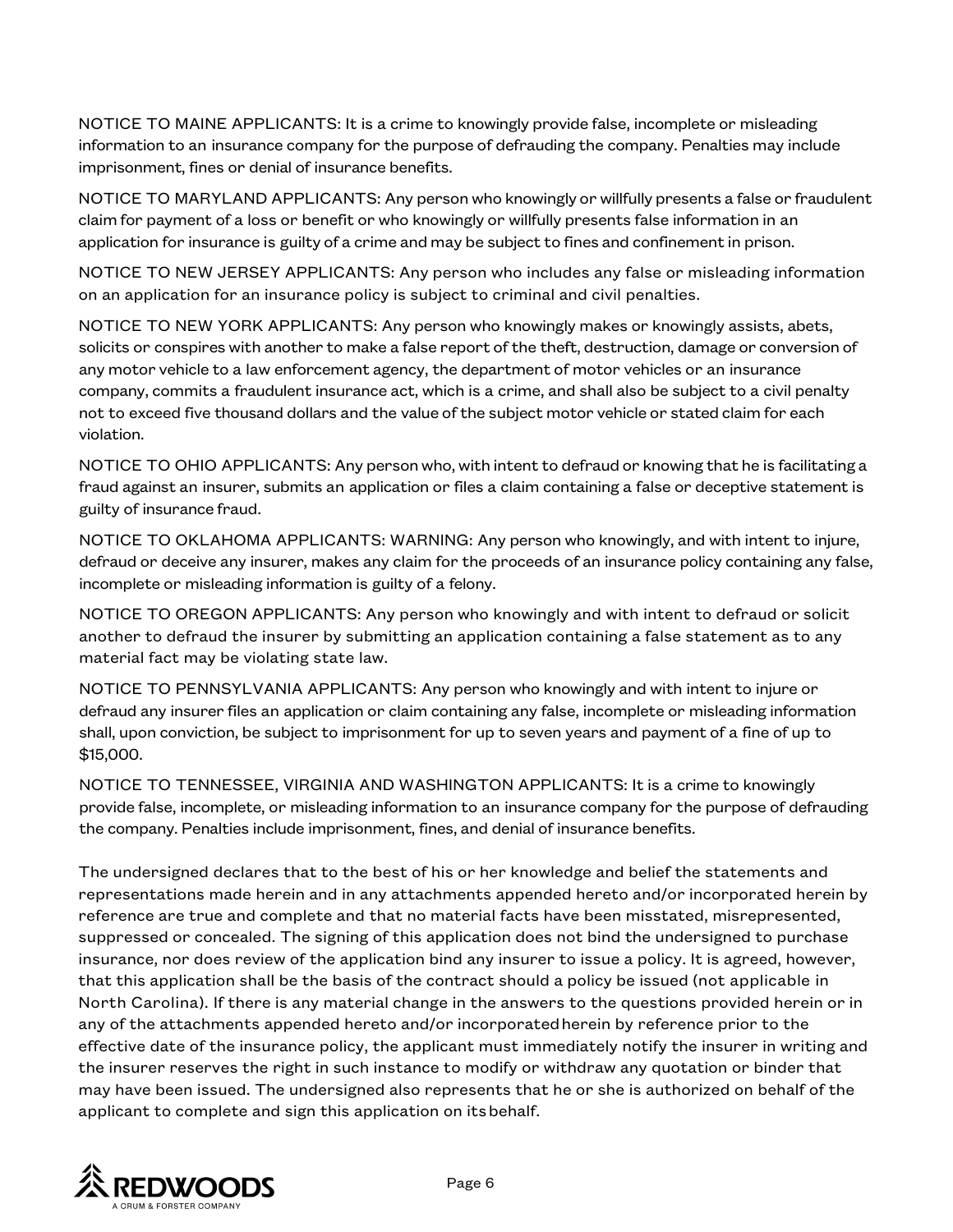NOTICE TO MAINE APPLICANTS: It is a crime to knowingly provide false, incomplete or misleading information to an insurance company for the purpose of defrauding the company. Penalties may include imprisonment, fines or denial of insurance benefits.

NOTICE TO MARYLAND APPLICANTS: Any person who knowingly or willfully presents a false or fraudulent claim for payment of a loss or benefit or who knowingly or willfully presents false information in an application for insurance is guilty of a crime and may be subject to fines and confinement in prison.

NOTICE TO NEW JERSEY APPLICANTS: Any person who includes any false or misleading information on an application for an insurance policy is subject to criminal and civil penalties.

NOTICE TO NEW YORK APPLICANTS: Any person who knowingly makes or knowingly assists, abets, solicits or conspires with another to make a false report of the theft, destruction, damage or conversion of any motor vehicle to a law enforcement agency, the department of motor vehicles or an insurance company, commits a fraudulent insurance act, which is a crime, and shall also be subject to a civil penalty not to exceed five thousand dollars and the value of the subject motor vehicle or stated claim for each violation.

NOTICE TO OHIO APPLICANTS: Any person who, with intent to defraud or knowing that he is facilitating a fraud against an insurer, submits an application or files a claim containing a false or deceptive statement is guilty of insurance fraud.

NOTICE TO OKLAHOMA APPLICANTS: WARNING: Any person who knowingly, and with intent to injure, defraud or deceive any insurer, makes any claim for the proceeds of an insurance policy containing any false, incomplete or misleading information is guilty of a felony.

NOTICE TO OREGON APPLICANTS: Any person who knowingly and with intent to defraud or solicit another to defraud the insurer by submitting an application containing a false statement as to any material fact may be violating state law.

NOTICE TO PENNSYLVANIA APPLICANTS: Any person who knowingly and with intent to injure or defraud any insurer files an application or claim containing any false, incomplete or misleading information shall, upon conviction, be subject to imprisonment for up to seven years and payment of a fine of up to $15,000.

NOTICE TO TENNESSEE, VIRGINIA AND WASHINGTON APPLICANTS: It is a crime to knowingly provide false, incomplete, or misleading information to an insurance company for the purpose of defrauding the company. Penalties include imprisonment, fines, and denial of insurance benefits.

The undersigned declares that to the best of his or her knowledge and belief the statements and representations made herein and in any attachments appended hereto and/or incorporated herein by reference are true and complete and that no material facts have been misstated, misrepresented, suppressed or concealed. The signing of this application does not bind the undersigned to purchase insurance, nor does review of the application bind any insurer to issue a policy. It is agreed, however, that this application shall be the basis of the contract should a policy be issued (not applicable in North Carolina). If there is any material change in the answers to the questions provided herein or in any of the attachments appended hereto and/or incorporated herein by reference prior to the effective date of the insurance policy, the applicant must immediately notify the insurer in writing and the insurer reserves the right in such instance to modify or withdraw any quotation or binder that may have been issued. The undersigned also represents that he or she is authorized on behalf of the applicant to complete and sign this application on its behalf.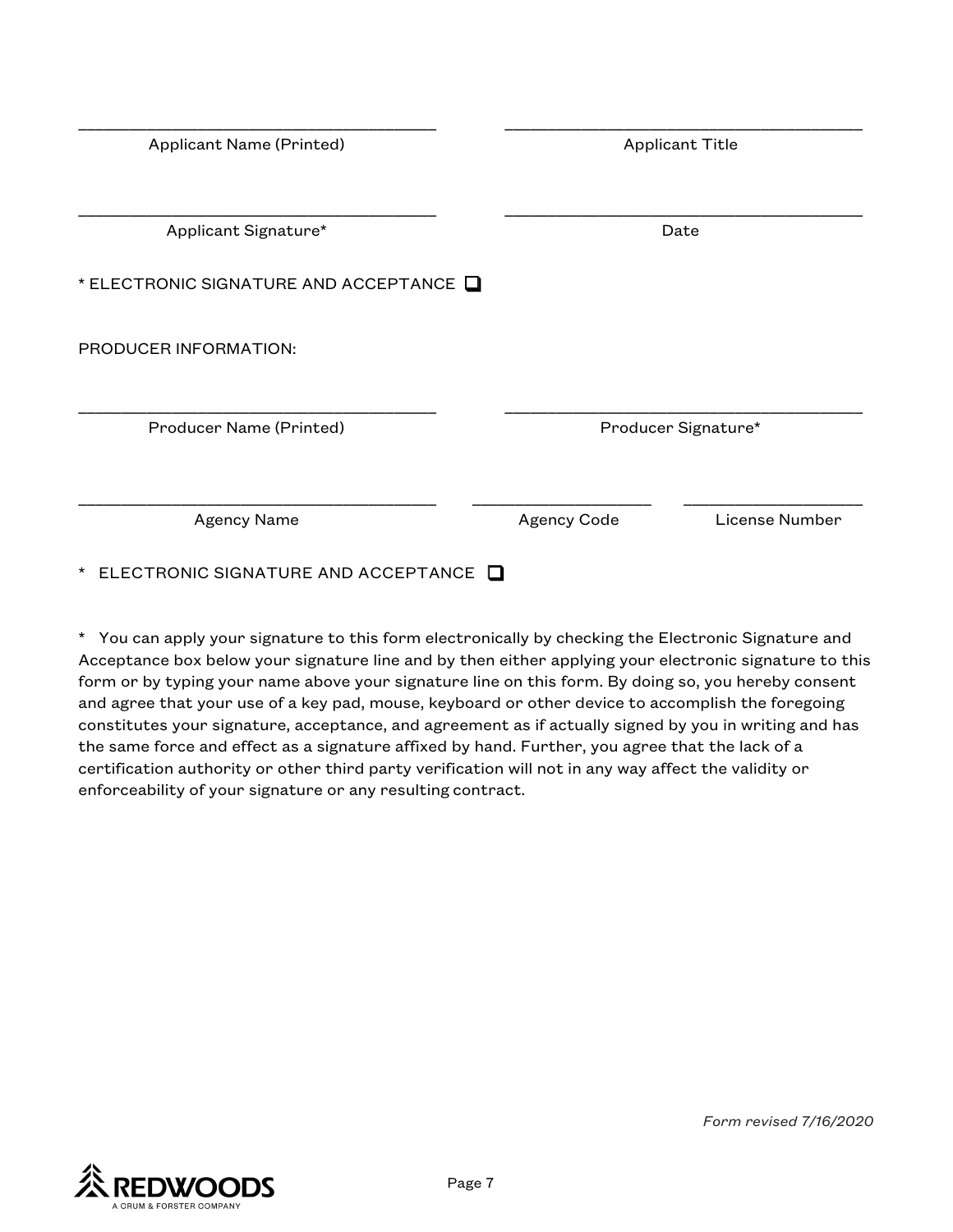\_\_\_\_\_\_\_\_\_\_\_\_\_\_\_\_\_\_\_\_\_\_\_\_\_\_\_\_\_\_\_\_\_\_\_\_\_\_\_\_ Applicant Name (Printed)

\_\_\_\_\_\_\_\_\_\_\_\_\_\_\_\_\_\_\_\_\_\_\_\_\_\_\_\_\_\_\_\_\_\_\_\_\_\_\_\_ Applicant Title

\_\_\_\_\_\_\_\_\_\_\_\_\_\_\_\_\_\_\_\_\_\_\_\_\_\_\_\_\_\_\_\_\_\_\_\_\_\_\_\_ Applicant Signature*

\_\_\_\_\_\_\_\_\_\_\_\_\_\_\_\_\_\_\_\_\_\_\_\_\_\_\_\_\_\_\_\_\_\_\_\_\_\_\_\_ Date

* ELECTRONIC SIGNATURE AND ACCEPTANCE ☐

PRODUCER INFORMATION:

\_\_\_\_\_\_\_\_\_\_\_\_\_\_\_\_\_\_\_\_\_\_\_\_\_\_\_\_\_\_\_\_\_\_\_\_\_\_\_\_ Producer Name (Printed)

\_\_\_\_\_\_\_\_\_\_\_\_\_\_\_\_\_\_\_\_\_\_\_\_\_\_\_\_\_\_\_\_\_\_\_\_\_\_\_\_ Producer Signature*

\_\_\_\_\_\_\_\_\_\_\_\_\_\_\_\_\_\_\_\_\_\_\_\_\_\_\_\_\_\_\_\_\_\_\_\_\_\_\_\_ Agency Name

\_\_\_\_\_\_\_\_\_\_\_\_\_\_\_\_\_\_\_\_ Agency Code

\_\_\_\_\_\_\_\_\_\_\_\_\_\_\_\_\_\_\_\_ License Number

* ELECTRONIC SIGNATURE AND ACCEPTANCE ☐

* You can apply your signature to this form electronically by checking the Electronic Signature and Acceptance box below your signature line and by then either applying your electronic signature to this form or by typing your name above your signature line on this form. By doing so, you hereby consent and agree that your use of a key pad, mouse, keyboard or other device to accomplish the foregoing constitutes your signature, acceptance, and agreement as if actually signed by you in writing and has the same force and effect as a signature affixed by hand. Further, you agree that the lack of a certification authority or other third party verification will not in any way affect the validity or enforceability of your signature or any resulting contract.

*Form revised 7/16/2020*

REDWOODS
A CRUM & FORSTER COMPANY